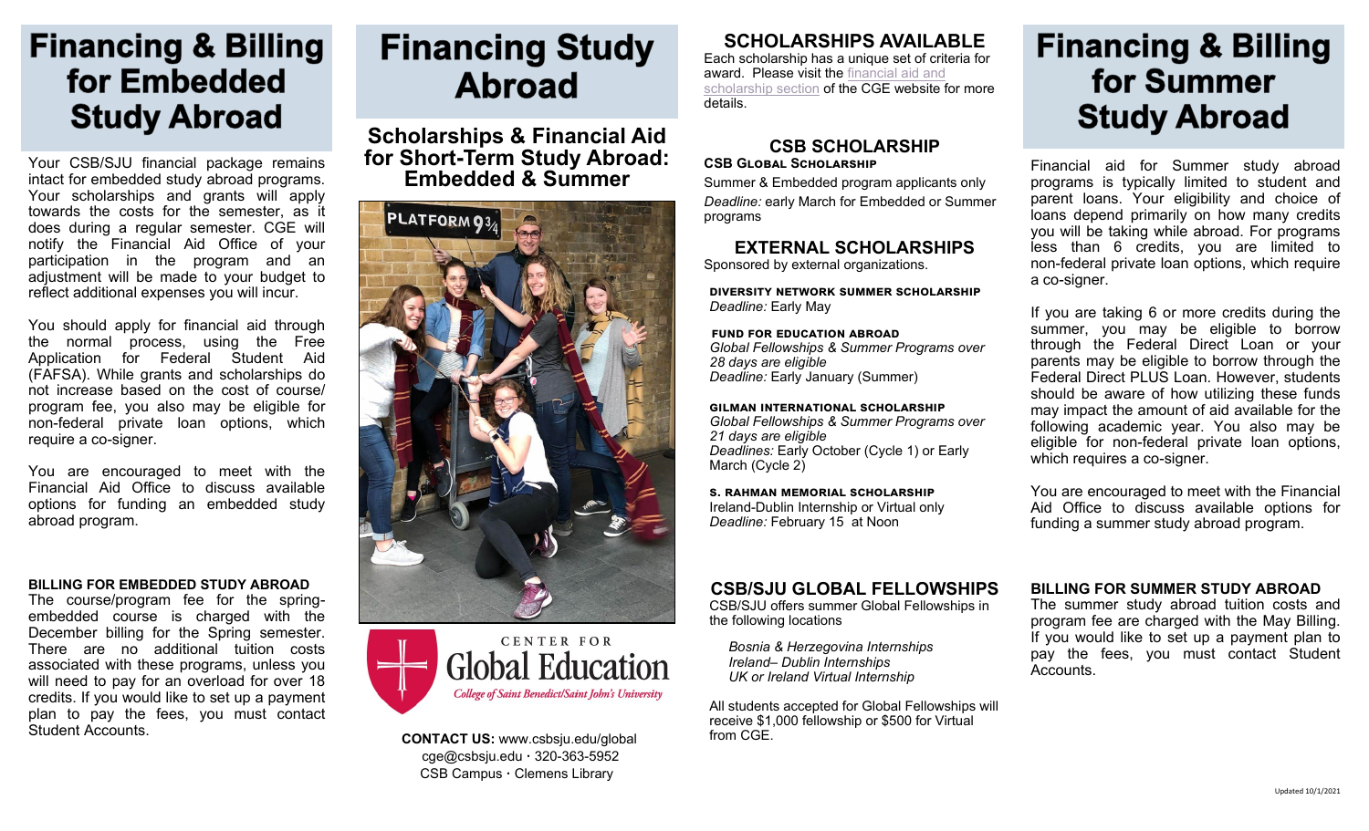# Financing & Billing for Embedded Study Abroad

Your CSB/SJU financial package remains intact for embedded study abroad programs. Your scholarships and grants will apply towards the costs for the semester, as it does during a regular semester. CGE will notify the Financial Aid Office of your participation in the program and an adjustment will be made to your budget to reflect additional expenses you will incur.

You should apply for financial aid through the normal process, using the Free Application for Federal Student Aid (FAFSA). While grants and scholarships do not increase based on the cost of course/ program fee, you also may be eligible for non-federal private loan options, which require a co-signer.

You are encouraged to meet with the Financial Aid Office to discuss available options for funding an embedded study abroad program.

**BILLING FOR EMBEDDED STUDY ABROAD**

The course/program fee for the spring-embedded course is charged with the December billing for the Spring semester. There are no additional tuition costs associated with these programs, unless you will need to pay for an overload for over 18 credits. If you would like to set up a payment plan to pay the fees, you must contact Student Accounts.

# Financing Study Abroad

## Scholarships & Financial Aid for Short-Term Study Abroad: Embedded & Summer

CENTER FOR
Global Education
*College of Saint Benedict/Saint John's University*

**CONTACT US:** www.csbsju.edu/global
cge@csbsju.edu · 320-363-5952
CSB Campus · Clemens Library

## SCHOLARSHIPS AVAILABLE

Each scholarship has a unique set of criteria for award. Please visit the financial aid and scholarship section of the CGE website for more details.

### CSB SCHOLARSHIP

**CSB Global Scholarship**

Summer & Embedded program applicants only

*Deadline:* early March for Embedded or Summer programs

### EXTERNAL SCHOLARSHIPS

Sponsored by external organizations.

**DIVERSITY NETWORK SUMMER SCHOLARSHIP**
*Deadline:* Early May

**FUND FOR EDUCATION ABROAD**
*Global Fellowships & Summer Programs over 28 days are eligible*
*Deadline:* Early January (Summer)

**GILMAN INTERNATIONAL SCHOLARSHIP**
*Global Fellowships & Summer Programs over 21 days are eligible*
*Deadlines:* Early October (Cycle 1) or Early March (Cycle 2)

**S. RAHMAN MEMORIAL SCHOLARSHIP**
Ireland-Dublin Internship or Virtual only
*Deadline:* February 15 at Noon

### CSB/SJU GLOBAL FELLOWSHIPS

CSB/SJU offers summer Global Fellowships in the following locations

*Bosnia & Herzegovina Internships*
*Ireland– Dublin Internships*
*UK or Ireland Virtual Internship*

All students accepted for Global Fellowships will receive $1,000 fellowship or $500 for Virtual from CGE.

# Financing & Billing for Summer Study Abroad

Financial aid for Summer study abroad programs is typically limited to student and parent loans. Your eligibility and choice of loans depend primarily on how many credits you will be taking while abroad. For programs less than 6 credits, you are limited to non-federal private loan options, which require a co-signer.

If you are taking 6 or more credits during the summer, you may be eligible to borrow through the Federal Direct Loan or your parents may be eligible to borrow through the Federal Direct PLUS Loan. However, students should be aware of how utilizing these funds may impact the amount of aid available for the following academic year. You also may be eligible for non-federal private loan options, which requires a co-signer.

You are encouraged to meet with the Financial Aid Office to discuss available options for funding a summer study abroad program.

**BILLING FOR SUMMER STUDY ABROAD**

The summer study abroad tuition costs and program fee are charged with the May Billing. If you would like to set up a payment plan to pay the fees, you must contact Student Accounts.

Updated 10/1/2021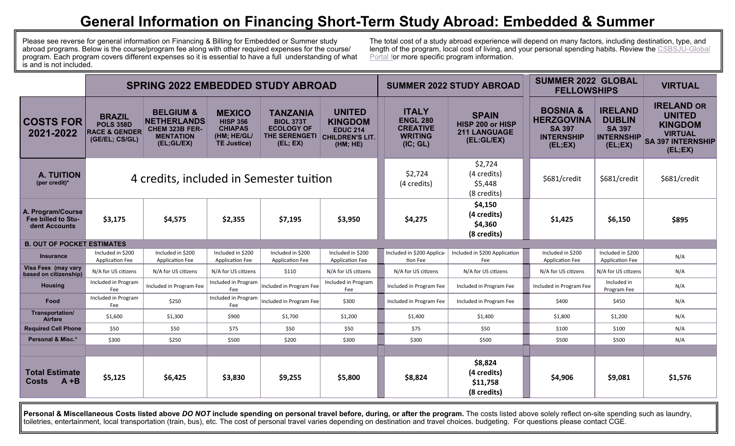# General Information on Financing Short-Term Study Abroad: Embedded & Summer

Please see reverse for general information on Financing & Billing for Embedded or Summer study abroad programs. Below is the course/program fee along with other required expenses for the course/ program. Each program covers different expenses so it is essential to have a full understanding of what is and is not included.

The total cost of a study abroad experience will depend on many factors, including destination, type, and length of the program, local cost of living, and your personal spending habits. Review the CSBSJU-Global Portal for more specific program information.

| | SPRING 2022 EMBEDDED STUDY ABROAD | | | | | SUMMER 2022 STUDY ABROAD | | SUMMER 2022 GLOBAL FELLOWSHIPS | | VIRTUAL |
|---|---|---|---|---|---|---|---|---|---|---|
| **COSTS FOR 2021-2022** | **BRAZIL POLS 358D RACE & GENDER (GE/EL; CS/GL)** | **BELGIUM & NETHERLANDS CHEM 323B FER-MENTATION (EL;GL/EX)** | **MEXICO HISP 356 CHIAPAS (HM; HE/GL/ TE Justice)** | **TANZANIA BIOL 373T ECOLOGY OF THE SERENGETI (EL; EX)** | **UNITED KINGDOM EDUC 214 CHILDREN'S LIT. (HM; HE)** | **ITALY ENGL 280 CREATIVE WRITING (IC; GL)** | **SPAIN HISP 200 or HISP 211 LANGUAGE (EL:GL/EX)** | **BOSNIA & HERZGOVINA SA 397 INTERNSHIP (EL;EX)** | **IRELAND DUBLIN SA 397 INTERNSHIP (EL;EX)** | **IRELAND OR UNITED KINGDOM VIRTUAL SA 397 INTERNSHIP (EL;EX)** |
| **A. TUITION (per credit)*** | 4 credits, included in Semester tuition | | | | | $2,724 (4 credits) | $2,724 (4 credits) $5,448 (8 credits) | $681/credit | $681/credit | $681/credit |
| **A. Program/Course Fee billed to Student Accounts** | **$3,175** | **$4,575** | **$2,355** | **$7,195** | **$3,950** | **$4,275** | **$4,150 (4 credits) $4,360 (8 credits)** | **$1,425** | **$6,150** | **$895** |
| **B. OUT OF POCKET ESTIMATES** | | | | | | | | | | |
| **Insurance** | Included in $200 Application Fee | Included in $200 Application Fee | Included in $200 Application Fee | Included in $200 Application Fee | Included in $200 Application Fee | Included in $200 Application Fee | Included in $200 Application Fee | Included in $200 Application Fee | Included in $200 Application Fee | N/A |
| **Visa Fees (may vary based on citizenship)** | N/A for US citizens | N/A for US citizens | N/A for US citizens | $110 | N/A for US citizens | N/A for US citizens | N/A for US citizens | N/A for US citizens | N/A for US citizens | N/A |
| **Housing** | Included in Program Fee | Included in Program Fee | Included in Program Fee | Included in Program Fee | Included in Program Fee | Included in Program Fee | Included in Program Fee | Included in Program Fee | Included in Program Fee | N/A |
| **Food** | Included in Program Fee | $250 | Included in Program Fee | Included in Program Fee | $300 | Included in Program Fee | Included in Program Fee | $400 | $450 | N/A |
| **Transportation/ Airfare** | $1,600 | $1,300 | $900 | $1,700 | $1,200 | $1,400 | $1,400 | $1,800 | $1,200 | N/A |
| **Required Cell Phone** | $50 | $50 | $75 | $50 | $50 | $75 | $50 | $100 | $100 | N/A |
| **Personal & Misc.*** | $300 | $250 | $500 | $200 | $300 | $300 | $500 | $500 | $500 | N/A |
| | | | | | | | | | | |
| **Total Estimate Costs A +B** | **$5,125** | **$6,425** | **$3,830** | **$9,255** | **$5,800** | **$8,824** | **$8,824 (4 credits) $11,758 (8 credits)** | **$4,906** | **$9,081** | **$1,576** |

**Personal & Miscellaneous Costs listed above *DO NOT* include spending on personal travel before, during, or after the program.** The costs listed above solely reflect on-site spending such as laundry, toiletries, entertainment, local transportation (train, bus), etc. The cost of personal travel varies depending on destination and travel choices. budgeting. For questions please contact CGE.